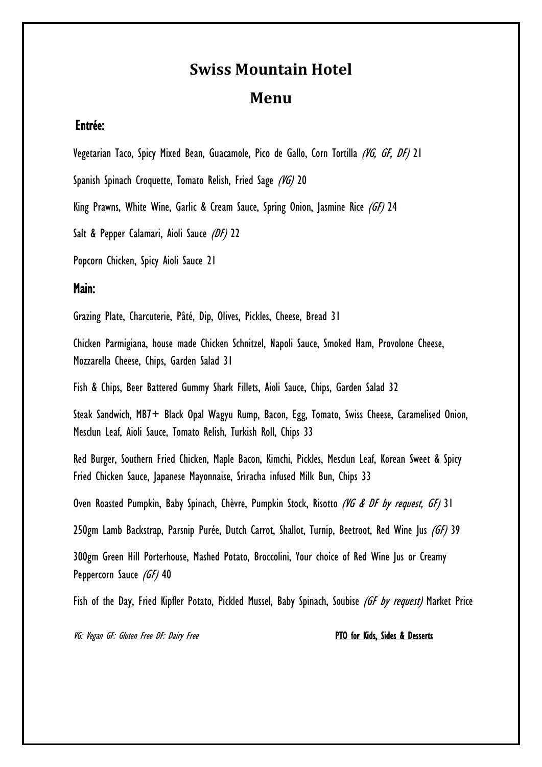# Swiss Mountain Hotel

## Menu

### Entrée:

Vegetarian Taco, Spicy Mixed Bean, Guacamole, Pico de Gallo, Corn Tortilla *(VG, GF, DF)* 21

Spanish Spinach Croquette, Tomato Relish, Fried Sage *(VG)* 20

King Prawns, White Wine, Garlic & Cream Sauce, Spring Onion, Jasmine Rice *(GF)* 24

Salt & Pepper Calamari, Aioli Sauce *(DF)* 22

Popcorn Chicken, Spicy Aioli Sauce 21

### Main:

Grazing Plate, Charcuterie, Pâté, Dip, Olives, Pickles, Cheese, Bread 31

Chicken Parmigiana, house made Chicken Schnitzel, Napoli Sauce, Smoked Ham, Provolone Cheese, Mozzarella Cheese, Chips, Garden Salad 31

Fish & Chips, Beer Battered Gummy Shark Fillets, Aioli Sauce, Chips, Garden Salad 32

Steak Sandwich, MB7+ Black Opal Wagyu Rump, Bacon, Egg, Tomato, Swiss Cheese, Caramelised Onion, Mesclun Leaf, Aioli Sauce, Tomato Relish, Turkish Roll, Chips 33

Red Burger, Southern Fried Chicken, Maple Bacon, Kimchi, Pickles, Mesclun Leaf, Korean Sweet & Spicy Fried Chicken Sauce, Japanese Mayonnaise, Sriracha infused Milk Bun, Chips 33

Oven Roasted Pumpkin, Baby Spinach, Chèvre, Pumpkin Stock, Risotto *(VG & DF by request, GF)* 31

250gm Lamb Backstrap, Parsnip Purée, Dutch Carrot, Shallot, Turnip, Beetroot, Red Wine Jus *(GF)* 39

300gm Green Hill Porterhouse, Mashed Potato, Broccolini, Your choice of Red Wine Jus or Creamy Peppercorn Sauce *(GF)* 40

Fish of the Day, Fried Kipfler Potato, Pickled Mussel, Baby Spinach, Soubise *(GF by request)* Market Price

*VG: Vegan GF: Gluten Free DF: Dairy Free*

**PTO for Kids, Sides & Desserts**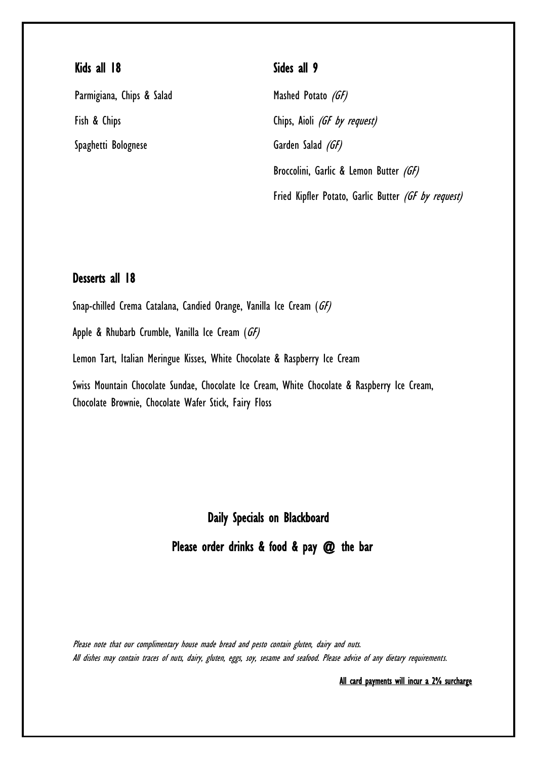## Kids all 18

Parmigiana, Chips & Salad

Fish & Chips

Spaghetti Bolognese

## Sides all 9

Mashed Potato *(GF)*

Chips, Aioli *(GF by request)*

Garden Salad *(GF)*

Broccolini, Garlic & Lemon Butter *(GF)*

Fried Kipfler Potato, Garlic Butter *(GF by request)*

## Desserts all 18

Snap-chilled Crema Catalana, Candied Orange, Vanilla Ice Cream (*GF)*

Apple & Rhubarb Crumble, Vanilla Ice Cream (*GF)*

Lemon Tart, Italian Meringue Kisses, White Chocolate & Raspberry Ice Cream

Swiss Mountain Chocolate Sundae, Chocolate Ice Cream, White Chocolate & Raspberry Ice Cream, Chocolate Brownie, Chocolate Wafer Stick, Fairy Floss

**Daily Specials on Blackboard**

**Please order drinks & food & pay @ the bar**

*Please note that our complimentary house made bread and pesto contain gluten, dairy and nuts.*
*All dishes may contain traces of nuts, dairy, gluten, eggs, soy, sesame and seafood. Please advise of any dietary requirements.*

**All card payments will incur a 2% surcharge**